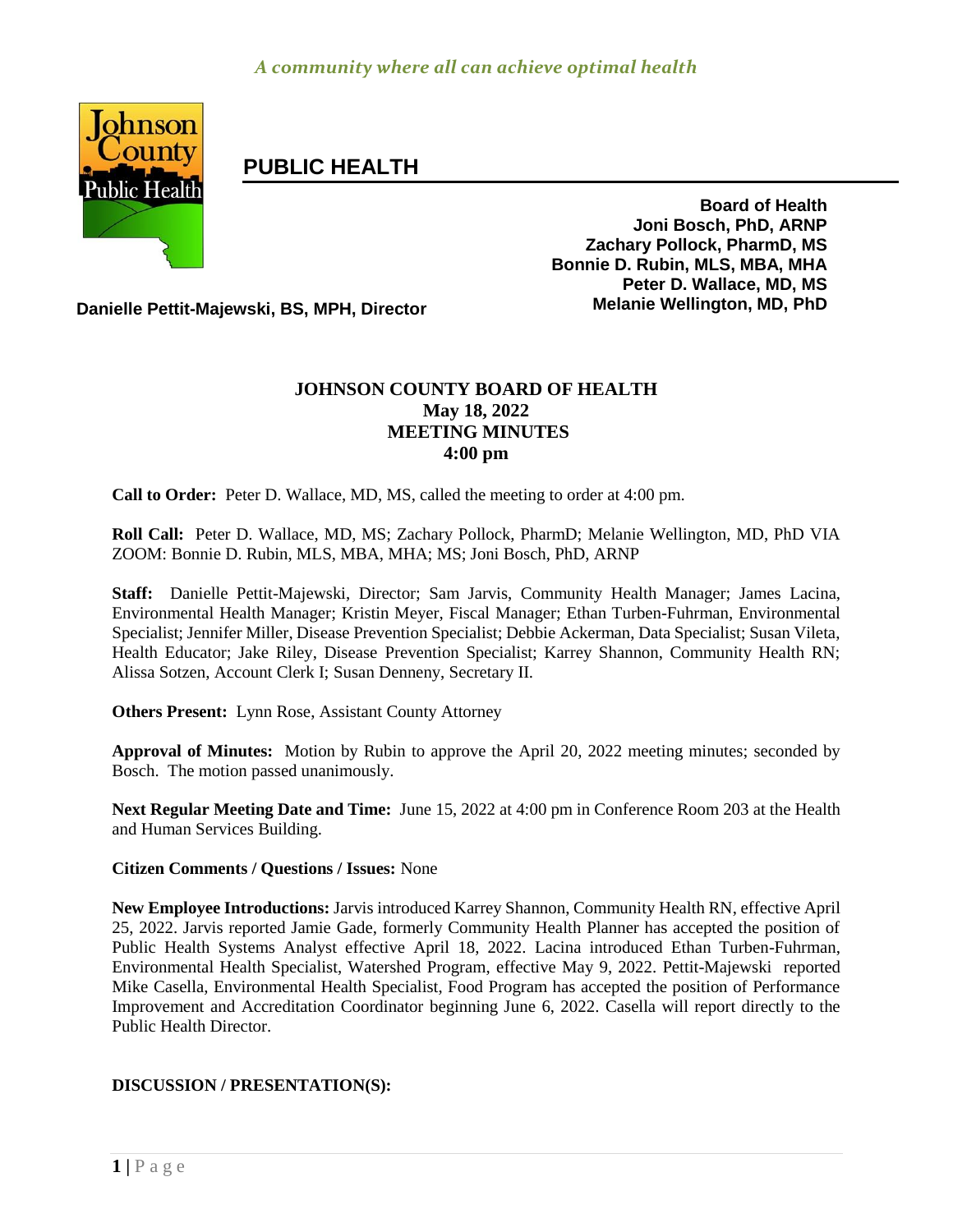*A community where all can achieve optimal health*

# PUBLIC HEALTH

**Board of Health**
**Joni Bosch, PhD, ARNP**
**Zachary Pollock, PharmD, MS**
**Bonnie D. Rubin, MLS, MBA, MHA**
**Peter D. Wallace, MD, MS**
**Melanie Wellington, MD, PhD**

**Danielle Pettit-Majewski, BS, MPH, Director**

## JOHNSON COUNTY BOARD OF HEALTH
## May 18, 2022
## MEETING MINUTES
## 4:00 pm

**Call to Order:** Peter D. Wallace, MD, MS, called the meeting to order at 4:00 pm.

**Roll Call:** Peter D. Wallace, MD, MS; Zachary Pollock, PharmD; Melanie Wellington, MD, PhD VIA ZOOM: Bonnie D. Rubin, MLS, MBA, MHA; MS; Joni Bosch, PhD, ARNP

**Staff:** Danielle Pettit-Majewski, Director; Sam Jarvis, Community Health Manager; James Lacina, Environmental Health Manager; Kristin Meyer, Fiscal Manager; Ethan Turben-Fuhrman, Environmental Specialist; Jennifer Miller, Disease Prevention Specialist; Debbie Ackerman, Data Specialist; Susan Vileta, Health Educator; Jake Riley, Disease Prevention Specialist; Karrey Shannon, Community Health RN; Alissa Sotzen, Account Clerk I; Susan Denneny, Secretary II.

**Others Present:** Lynn Rose, Assistant County Attorney

**Approval of Minutes:** Motion by Rubin to approve the April 20, 2022 meeting minutes; seconded by Bosch. The motion passed unanimously.

**Next Regular Meeting Date and Time:** June 15, 2022 at 4:00 pm in Conference Room 203 at the Health and Human Services Building.

**Citizen Comments / Questions / Issues:** None

**New Employee Introductions:** Jarvis introduced Karrey Shannon, Community Health RN, effective April 25, 2022. Jarvis reported Jamie Gade, formerly Community Health Planner has accepted the position of Public Health Systems Analyst effective April 18, 2022. Lacina introduced Ethan Turben-Fuhrman, Environmental Health Specialist, Watershed Program, effective May 9, 2022. Pettit-Majewski reported Mike Casella, Environmental Health Specialist, Food Program has accepted the position of Performance Improvement and Accreditation Coordinator beginning June 6, 2022. Casella will report directly to the Public Health Director.

**DISCUSSION / PRESENTATION(S):**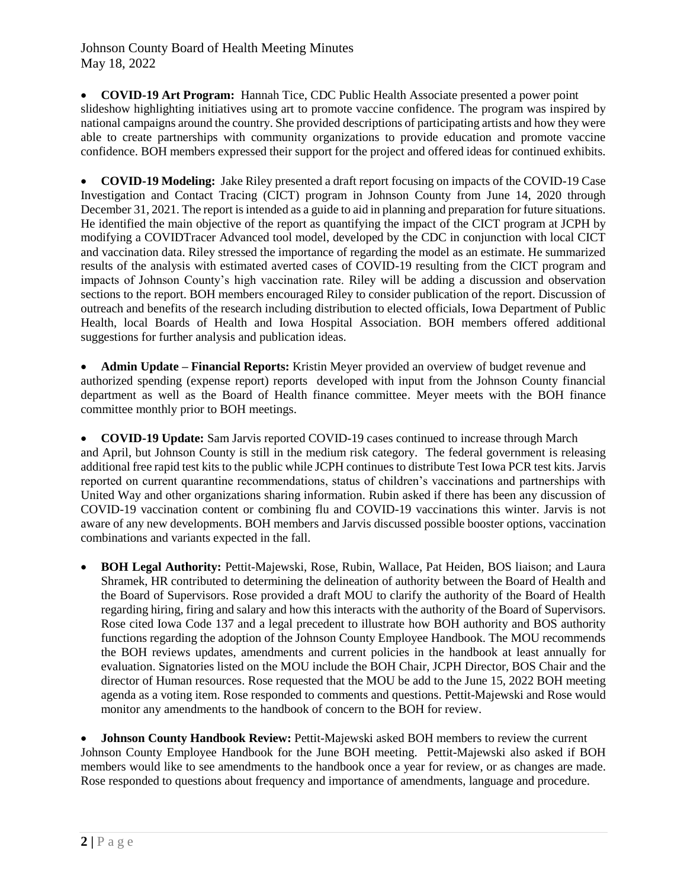- **COVID-19 Art Program:** Hannah Tice, CDC Public Health Associate presented a power point slideshow highlighting initiatives using art to promote vaccine confidence. The program was inspired by national campaigns around the country. She provided descriptions of participating artists and how they were able to create partnerships with community organizations to provide education and promote vaccine confidence. BOH members expressed their support for the project and offered ideas for continued exhibits.

- **COVID-19 Modeling:** Jake Riley presented a draft report focusing on impacts of the COVID-19 Case Investigation and Contact Tracing (CICT) program in Johnson County from June 14, 2020 through December 31, 2021. The report is intended as a guide to aid in planning and preparation for future situations. He identified the main objective of the report as quantifying the impact of the CICT program at JCPH by modifying a COVIDTracer Advanced tool model, developed by the CDC in conjunction with local CICT and vaccination data. Riley stressed the importance of regarding the model as an estimate. He summarized results of the analysis with estimated averted cases of COVID-19 resulting from the CICT program and impacts of Johnson County's high vaccination rate. Riley will be adding a discussion and observation sections to the report. BOH members encouraged Riley to consider publication of the report. Discussion of outreach and benefits of the research including distribution to elected officials, Iowa Department of Public Health, local Boards of Health and Iowa Hospital Association. BOH members offered additional suggestions for further analysis and publication ideas.

- **Admin Update – Financial Reports:** Kristin Meyer provided an overview of budget revenue and authorized spending (expense report) reports developed with input from the Johnson County financial department as well as the Board of Health finance committee. Meyer meets with the BOH finance committee monthly prior to BOH meetings.

- **COVID-19 Update:** Sam Jarvis reported COVID-19 cases continued to increase through March and April, but Johnson County is still in the medium risk category. The federal government is releasing additional free rapid test kits to the public while JCPH continues to distribute Test Iowa PCR test kits. Jarvis reported on current quarantine recommendations, status of children's vaccinations and partnerships with United Way and other organizations sharing information. Rubin asked if there has been any discussion of COVID-19 vaccination content or combining flu and COVID-19 vaccinations this winter. Jarvis is not aware of any new developments. BOH members and Jarvis discussed possible booster options, vaccination combinations and variants expected in the fall.

- **BOH Legal Authority:** Pettit-Majewski, Rose, Rubin, Wallace, Pat Heiden, BOS liaison; and Laura Shramek, HR contributed to determining the delineation of authority between the Board of Health and the Board of Supervisors. Rose provided a draft MOU to clarify the authority of the Board of Health regarding hiring, firing and salary and how this interacts with the authority of the Board of Supervisors. Rose cited Iowa Code 137 and a legal precedent to illustrate how BOH authority and BOS authority functions regarding the adoption of the Johnson County Employee Handbook. The MOU recommends the BOH reviews updates, amendments and current policies in the handbook at least annually for evaluation. Signatories listed on the MOU include the BOH Chair, JCPH Director, BOS Chair and the director of Human resources. Rose requested that the MOU be add to the June 15, 2022 BOH meeting agenda as a voting item. Rose responded to comments and questions. Pettit-Majewski and Rose would monitor any amendments to the handbook of concern to the BOH for review.

- **Johnson County Handbook Review:** Pettit-Majewski asked BOH members to review the current Johnson County Employee Handbook for the June BOH meeting. Pettit-Majewski also asked if BOH members would like to see amendments to the handbook once a year for review, or as changes are made. Rose responded to questions about frequency and importance of amendments, language and procedure.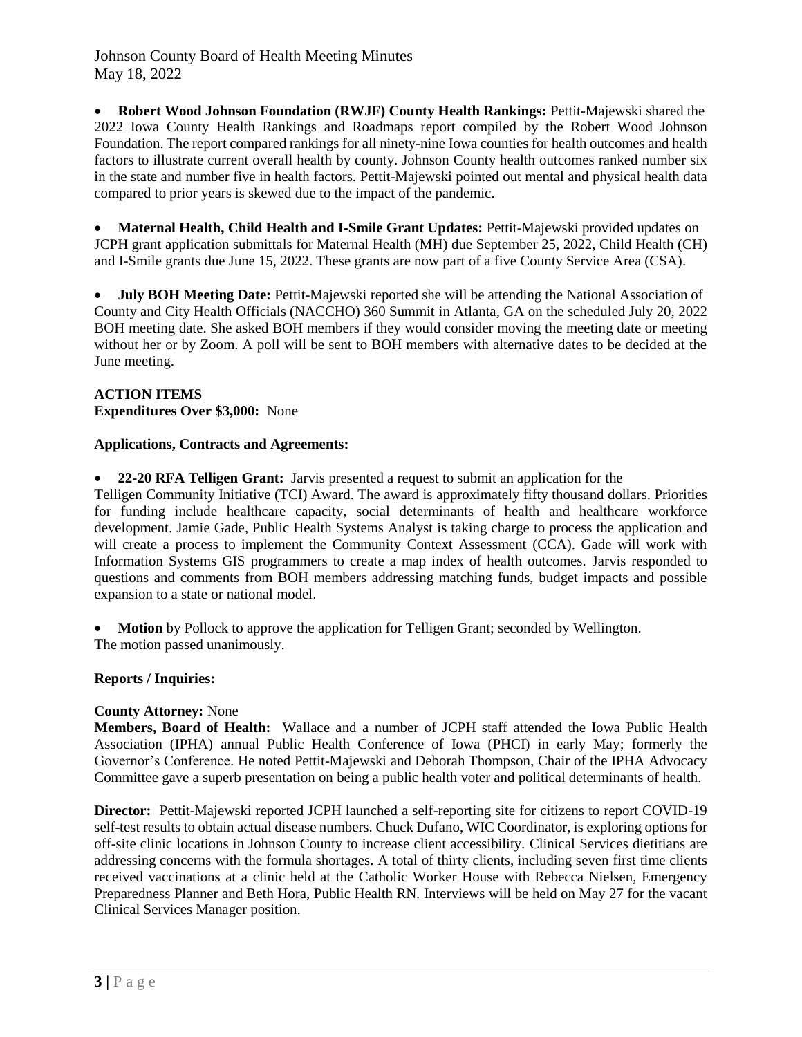- **Robert Wood Johnson Foundation (RWJF) County Health Rankings:** Pettit-Majewski shared the 2022 Iowa County Health Rankings and Roadmaps report compiled by the Robert Wood Johnson Foundation. The report compared rankings for all ninety-nine Iowa counties for health outcomes and health factors to illustrate current overall health by county. Johnson County health outcomes ranked number six in the state and number five in health factors. Pettit-Majewski pointed out mental and physical health data compared to prior years is skewed due to the impact of the pandemic.

- **Maternal Health, Child Health and I-Smile Grant Updates:** Pettit-Majewski provided updates on JCPH grant application submittals for Maternal Health (MH) due September 25, 2022, Child Health (CH) and I-Smile grants due June 15, 2022. These grants are now part of a five County Service Area (CSA).

- **July BOH Meeting Date:** Pettit-Majewski reported she will be attending the National Association of County and City Health Officials (NACCHO) 360 Summit in Atlanta, GA on the scheduled July 20, 2022 BOH meeting date. She asked BOH members if they would consider moving the meeting date or meeting without her or by Zoom. A poll will be sent to BOH members with alternative dates to be decided at the June meeting.

**ACTION ITEMS**

**Expenditures Over $3,000:** None

**Applications, Contracts and Agreements:**

- **22-20 RFA Telligen Grant:** Jarvis presented a request to submit an application for the Telligen Community Initiative (TCI) Award. The award is approximately fifty thousand dollars. Priorities for funding include healthcare capacity, social determinants of health and healthcare workforce development. Jamie Gade, Public Health Systems Analyst is taking charge to process the application and will create a process to implement the Community Context Assessment (CCA). Gade will work with Information Systems GIS programmers to create a map index of health outcomes. Jarvis responded to questions and comments from BOH members addressing matching funds, budget impacts and possible expansion to a state or national model.

- **Motion** by Pollock to approve the application for Telligen Grant; seconded by Wellington.

The motion passed unanimously.

**Reports / Inquiries:**

**County Attorney:** None

**Members, Board of Health:** Wallace and a number of JCPH staff attended the Iowa Public Health Association (IPHA) annual Public Health Conference of Iowa (PHCI) in early May; formerly the Governor's Conference. He noted Pettit-Majewski and Deborah Thompson, Chair of the IPHA Advocacy Committee gave a superb presentation on being a public health voter and political determinants of health.

**Director:** Pettit-Majewski reported JCPH launched a self-reporting site for citizens to report COVID-19 self-test results to obtain actual disease numbers. Chuck Dufano, WIC Coordinator, is exploring options for off-site clinic locations in Johnson County to increase client accessibility. Clinical Services dietitians are addressing concerns with the formula shortages. A total of thirty clients, including seven first time clients received vaccinations at a clinic held at the Catholic Worker House with Rebecca Nielsen, Emergency Preparedness Planner and Beth Hora, Public Health RN. Interviews will be held on May 27 for the vacant Clinical Services Manager position.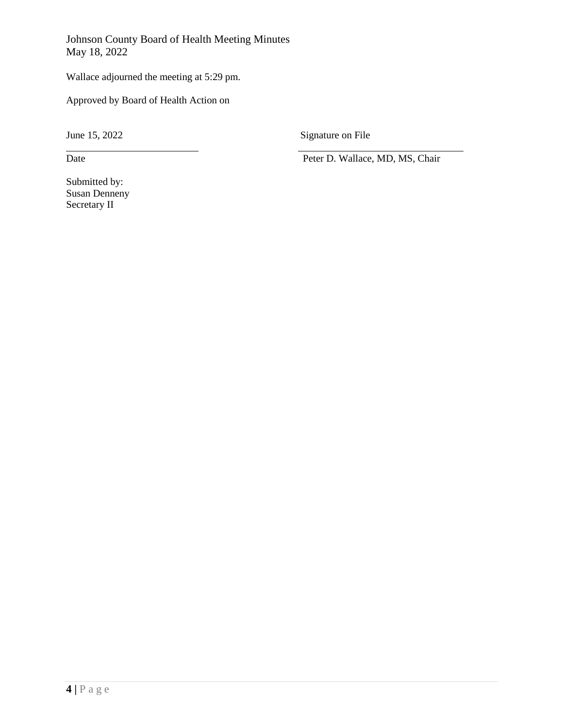Wallace adjourned the meeting at 5:29 pm.

Approved by Board of Health Action on

| | |
|---|---|
| June 15, 2022 | Signature on File |
| Date | Peter D. Wallace, MD, MS, Chair |

Submitted by:
Susan Denneny
Secretary II